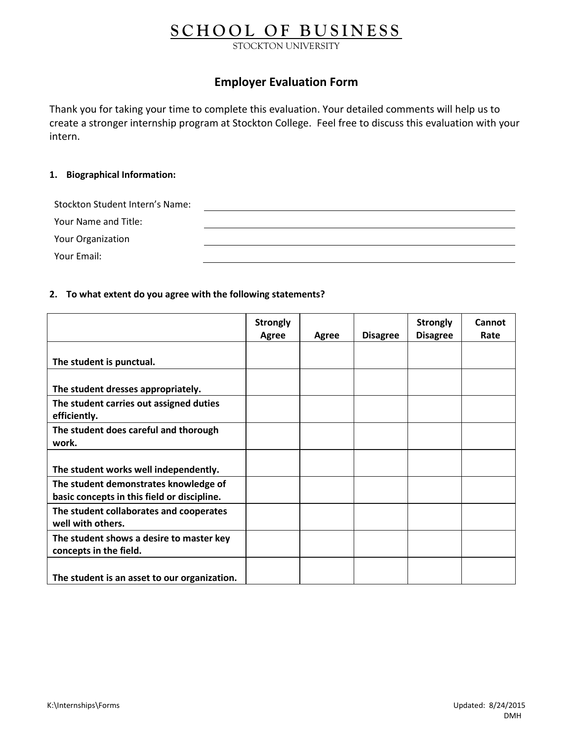# SCHOOL OF BUSINESS

STOCKTON UNIVERSITY

## Employer Evaluation Form

Thank you for taking your time to complete this evaluation. Your detailed comments will help us to create a stronger internship program at Stockton College. Feel free to discuss this evaluation with your intern.

**1. Biographical Information:**

Stockton Student Intern's Name: ____________________

Your Name and Title: ____________________

Your Organization ____________________

Your Email: ____________________

**2. To what extent do you agree with the following statements?**

| | Strongly Agree | Agree | Disagree | Strongly Disagree | Cannot Rate |
|---|---|---|---|---|---|
| **The student is punctual.** | | | | | |
| **The student dresses appropriately.** | | | | | |
| **The student carries out assigned duties efficiently.** | | | | | |
| **The student does careful and thorough work.** | | | | | |
| **The student works well independently.** | | | | | |
| **The student demonstrates knowledge of basic concepts in this field or discipline.** | | | | | |
| **The student collaborates and cooperates well with others.** | | | | | |
| **The student shows a desire to master key concepts in the field.** | | | | | |
| **The student is an asset to our organization.** | | | | | |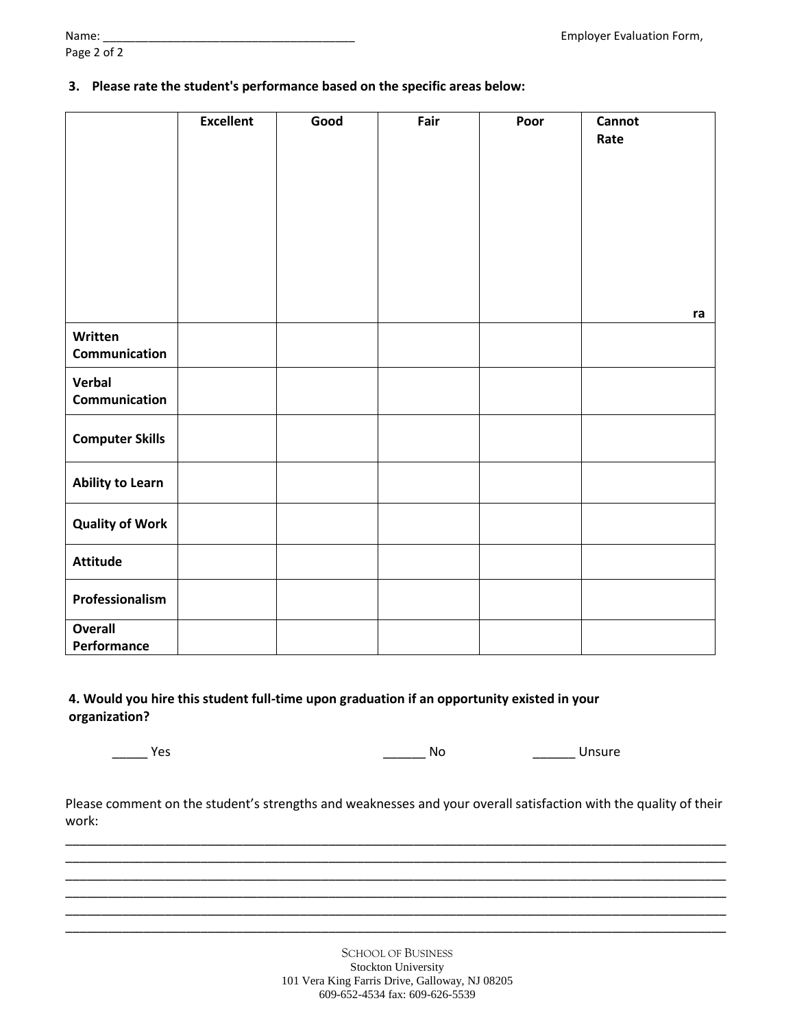Name: _______________________________________

**3. Please rate the student's performance based on the specific areas below:**

| | Excellent | Good | Fair | Poor | Cannot Rate |
|---|---|---|---|---|---|
| **Written Communication** | | | | | |
| **Verbal Communication** | | | | | |
| **Computer Skills** | | | | | |
| **Ability to Learn** | | | | | |
| **Quality of Work** | | | | | |
| **Attitude** | | | | | |
| **Professionalism** | | | | | |
| **Overall Performance** | | | | | |

**4. Would you hire this student full-time upon graduation if an opportunity existed in your organization?**

_____ Yes ______ No ______ Unsure

Please comment on the student's strengths and weaknesses and your overall satisfaction with the quality of their work:

______________________________________________________________________________________________
______________________________________________________________________________________________
______________________________________________________________________________________________
______________________________________________________________________________________________
______________________________________________________________________________________________
______________________________________________________________________________________________

SCHOOL OF BUSINESS
Stockton University
101 Vera King Farris Drive, Galloway, NJ 08205
609-652-4534 fax: 609-626-5539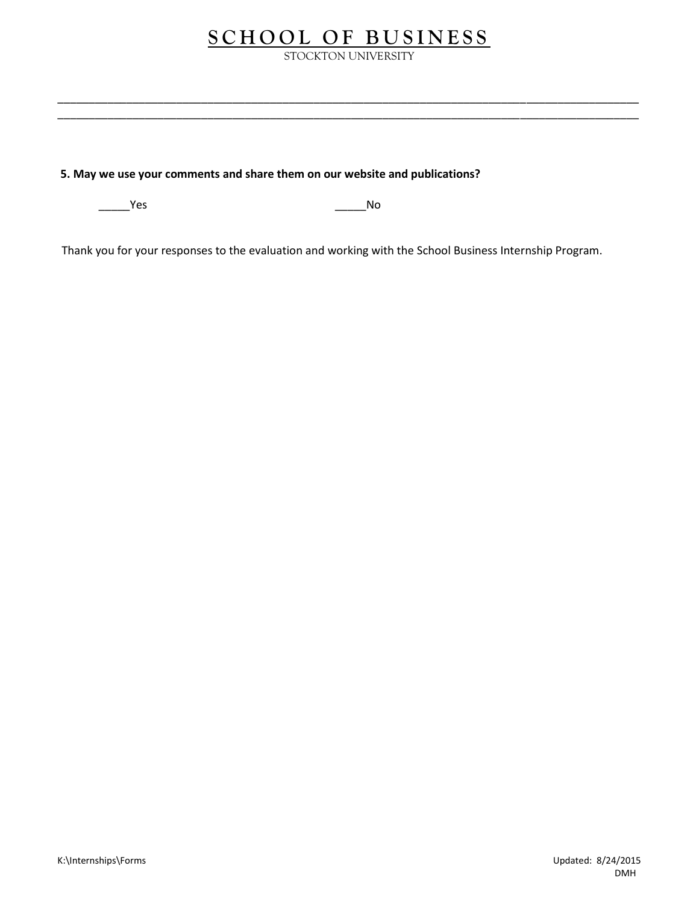# SCHOOL OF BUSINESS

STOCKTON UNIVERSITY

________________________________________________________________________________________________
________________________________________________________________________________________________

**5. May we use your comments and share them on our website and publications?**

_____Yes _____No

Thank you for your responses to the evaluation and working with the School Business Internship Program.

K:\Internships\Forms

Updated: 8/24/2015
DMH